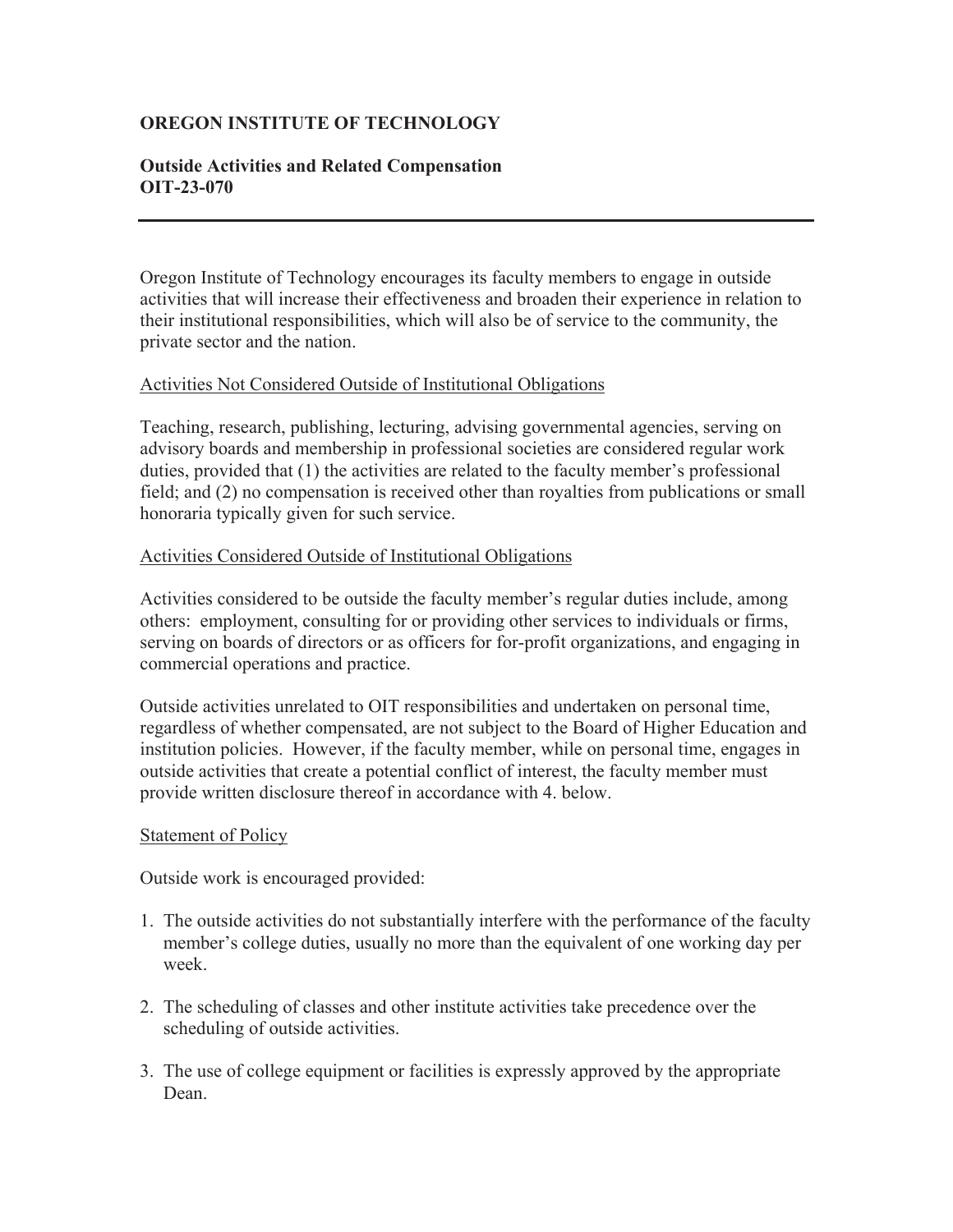**OREGON INSTITUTE OF TECHNOLOGY**

**Outside Activities and Related Compensation**
**OIT-23-070**

---

Oregon Institute of Technology encourages its faculty members to engage in outside activities that will increase their effectiveness and broaden their experience in relation to their institutional responsibilities, which will also be of service to the community, the private sector and the nation.

<u>Activities Not Considered Outside of Institutional Obligations</u>

Teaching, research, publishing, lecturing, advising governmental agencies, serving on advisory boards and membership in professional societies are considered regular work duties, provided that (1) the activities are related to the faculty member's professional field; and (2) no compensation is received other than royalties from publications or small honoraria typically given for such service.

<u>Activities Considered Outside of Institutional Obligations</u>

Activities considered to be outside the faculty member's regular duties include, among others: employment, consulting for or providing other services to individuals or firms, serving on boards of directors or as officers for for-profit organizations, and engaging in commercial operations and practice.

Outside activities unrelated to OIT responsibilities and undertaken on personal time, regardless of whether compensated, are not subject to the Board of Higher Education and institution policies. However, if the faculty member, while on personal time, engages in outside activities that create a potential conflict of interest, the faculty member must provide written disclosure thereof in accordance with 4. below.

<u>Statement of Policy</u>

Outside work is encouraged provided:

1. The outside activities do not substantially interfere with the performance of the faculty member's college duties, usually no more than the equivalent of one working day per week.

2. The scheduling of classes and other institute activities take precedence over the scheduling of outside activities.

3. The use of college equipment or facilities is expressly approved by the appropriate Dean.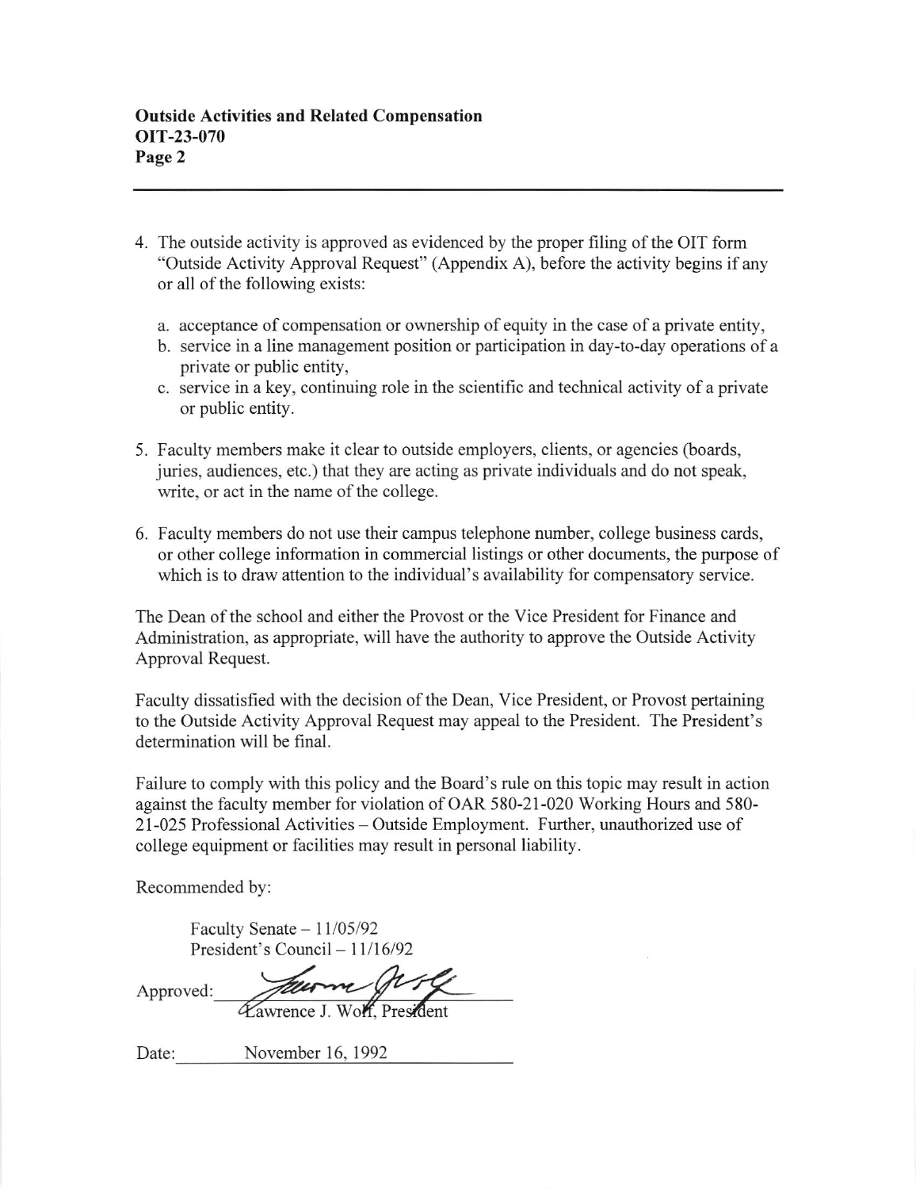4. The outside activity is approved as evidenced by the proper filing of the OIT form "Outside Activity Approval Request" (Appendix A), before the activity begins if any or all of the following exists:

    a. acceptance of compensation or ownership of equity in the case of a private entity,
    b. service in a line management position or participation in day-to-day operations of a private or public entity,
    c. service in a key, continuing role in the scientific and technical activity of a private or public entity.

5. Faculty members make it clear to outside employers, clients, or agencies (boards, juries, audiences, etc.) that they are acting as private individuals and do not speak, write, or act in the name of the college.

6. Faculty members do not use their campus telephone number, college business cards, or other college information in commercial listings or other documents, the purpose of which is to draw attention to the individual's availability for compensatory service.

The Dean of the school and either the Provost or the Vice President for Finance and Administration, as appropriate, will have the authority to approve the Outside Activity Approval Request.

Faculty dissatisfied with the decision of the Dean, Vice President, or Provost pertaining to the Outside Activity Approval Request may appeal to the President. The President's determination will be final.

Failure to comply with this policy and the Board's rule on this topic may result in action against the faculty member for violation of OAR 580-21-020 Working Hours and 580-21-025 Professional Activities – Outside Employment. Further, unauthorized use of college equipment or facilities may result in personal liability.

Recommended by:

Faculty Senate – 11/05/92
President's Council – 11/16/92

Approved: ______________________
Lawrence J. Wolf, President

Date: November 16, 1992